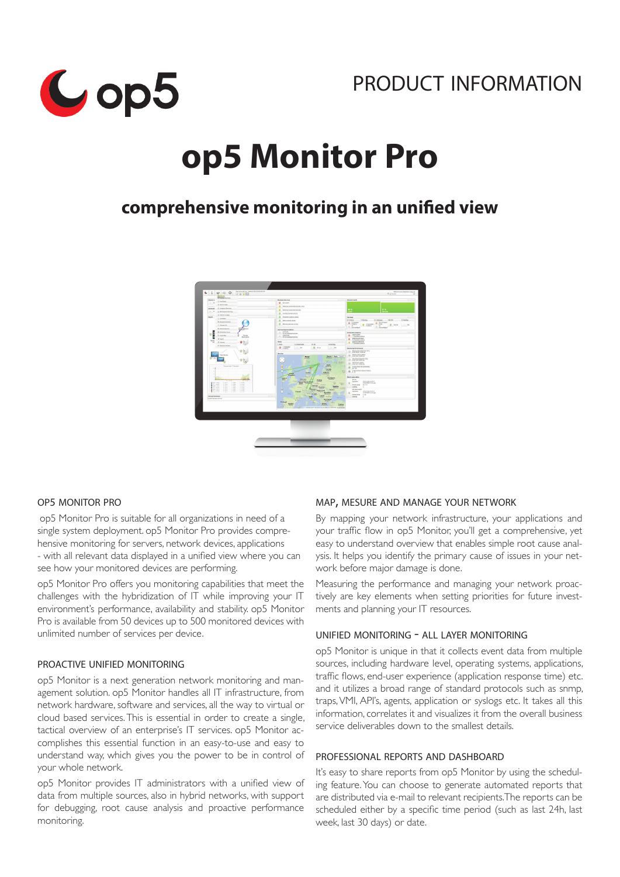PRODUCT INFORMATION

# op5 Monitor Pro

## comprehensive monitoring in an unified view

### OP5 MONITOR PRO

op5 Monitor Pro is suitable for all organizations in need of a single system deployment. op5 Monitor Pro provides comprehensive monitoring for servers, network devices, applications - with all relevant data displayed in a unified view where you can see how your monitored devices are performing.

op5 Monitor Pro offers you monitoring capabilities that meet the challenges with the hybridization of IT while improving your IT environment's performance, availability and stability. op5 Monitor Pro is available from 50 devices up to 500 monitored devices with unlimited number of services per device.

### PROACTIVE UNIFIED MONITORING

op5 Monitor is a next generation network monitoring and management solution. op5 Monitor handles all IT infrastructure, from network hardware, software and services, all the way to virtual or cloud based services. This is essential in order to create a single, tactical overview of an enterprise's IT services. op5 Monitor accomplishes this essential function in an easy-to-use and easy to understand way, which gives you the power to be in control of your whole network.

op5 Monitor provides IT administrators with a unified view of data from multiple sources, also in hybrid networks, with support for debugging, root cause analysis and proactive performance monitoring.

### MAP, MESURE AND MANAGE YOUR NETWORK

By mapping your network infrastructure, your applications and your traffic flow in op5 Monitor, you'll get a comprehensive, yet easy to understand overview that enables simple root cause analysis. It helps you identify the primary cause of issues in your network before major damage is done.

Measuring the performance and managing your network proactively are key elements when setting priorities for future investments and planning your IT resources.

### UNIFIED MONITORING - ALL LAYER MONITORING

op5 Monitor is unique in that it collects event data from multiple sources, including hardware level, operating systems, applications, traffic flows, end-user experience (application response time) etc. and it utilizes a broad range of standard protocols such as snmp, traps, VMI, API's, agents, application or syslogs etc. It takes all this information, correlates it and visualizes it from the overall business service deliverables down to the smallest details.

### PROFESSIONAL REPORTS AND DASHBOARD

It's easy to share reports from op5 Monitor by using the scheduling feature. You can choose to generate automated reports that are distributed via e-mail to relevant recipients. The reports can be scheduled either by a specific time period (such as last 24h, last week, last 30 days) or date.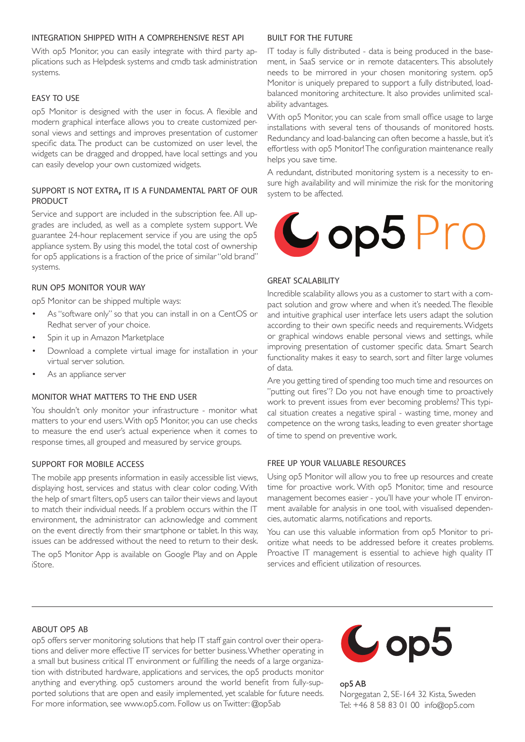## INTEGRATION SHIPPED WITH A COMPREHENSIVE REST API

With op5 Monitor, you can easily integrate with third party applications such as Helpdesk systems and cmdb task administration systems.

## EASY TO USE

op5 Monitor is designed with the user in focus. A flexible and modern graphical interface allows you to create customized personal views and settings and improves presentation of customer specific data. The product can be customized on user level, the widgets can be dragged and dropped, have local settings and you can easily develop your own customized widgets.

## SUPPORT IS NOT EXTRA, IT IS A FUNDAMENTAL PART OF OUR PRODUCT

Service and support are included in the subscription fee. All upgrades are included, as well as a complete system support. We guarantee 24-hour replacement service if you are using the op5 appliance system. By using this model, the total cost of ownership for op5 applications is a fraction of the price of similar "old brand" systems.

## RUN OP5 MONITOR YOUR WAY

op5 Monitor can be shipped multiple ways:

- As "software only" so that you can install in on a CentOS or Redhat server of your choice.
- Spin it up in Amazon Marketplace
- Download a complete virtual image for installation in your virtual server solution.
- As an appliance server

## MONITOR WHAT MATTERS TO THE END USER

You shouldn't only monitor your infrastructure - monitor what matters to your end users. With op5 Monitor, you can use checks to measure the end user's actual experience when it comes to response times, all grouped and measured by service groups.

## SUPPORT FOR MOBILE ACCESS

The mobile app presents information in easily accessible list views, displaying host, services and status with clear color coding. With the help of smart filters, op5 users can tailor their views and layout to match their individual needs. If a problem occurs within the IT environment, the administrator can acknowledge and comment on the event directly from their smartphone or tablet. In this way, issues can be addressed without the need to return to their desk.

The op5 Monitor App is available on Google Play and on Apple iStore.

## BUILT FOR THE FUTURE

IT today is fully distributed - data is being produced in the basement, in SaaS service or in remote datacenters. This absolutely needs to be mirrored in your chosen monitoring system. op5 Monitor is uniquely prepared to support a fully distributed, load-balanced monitoring architecture. It also provides unlimited scalability advantages.

With op5 Monitor, you can scale from small office usage to large installations with several tens of thousands of monitored hosts. Redundancy and load-balancing can often become a hassle, but it's effortless with op5 Monitor! The configuration maintenance really helps you save time.

A redundant, distributed monitoring system is a necessity to ensure high availability and will minimize the risk for the monitoring system to be affected.

op5 Pro

## GREAT SCALABILITY

Incredible scalability allows you as a customer to start with a compact solution and grow where and when it's needed. The flexible and intuitive graphical user interface lets users adapt the solution according to their own specific needs and requirements. Widgets or graphical windows enable personal views and settings, while improving presentation of customer specific data. Smart Search functionality makes it easy to search, sort and filter large volumes of data.

Are you getting tired of spending too much time and resources on "putting out fires"? Do you not have enough time to proactively work to prevent issues from ever becoming problems? This typical situation creates a negative spiral - wasting time, money and competence on the wrong tasks, leading to even greater shortage of time to spend on preventive work.

## FREE UP YOUR VALUABLE RESOURCES

Using op5 Monitor will allow you to free up resources and create time for proactive work. With op5 Monitor, time and resource management becomes easier - you'll have your whole IT environment available for analysis in one tool, with visualised dependencies, automatic alarms, notifications and reports.

You can use this valuable information from op5 Monitor to prioritize what needs to be addressed before it creates problems. Proactive IT management is essential to achieve high quality IT services and efficient utilization of resources.

---

## ABOUT OP5 AB

op5 offers server monitoring solutions that help IT staff gain control over their operations and deliver more effective IT services for better business. Whether operating in a small but business critical IT environment or fulfilling the needs of a large organization with distributed hardware, applications and services, the op5 products monitor anything and everything. op5 customers around the world benefit from fully-supported solutions that are open and easily implemented, yet scalable for future needs. For more information, see www.op5.com. Follow us on Twitter: @op5ab

op5

op5 AB
Norgegatan 2, SE-164 32 Kista, Sweden
Tel: +46 8 58 83 01 00 info@op5.com